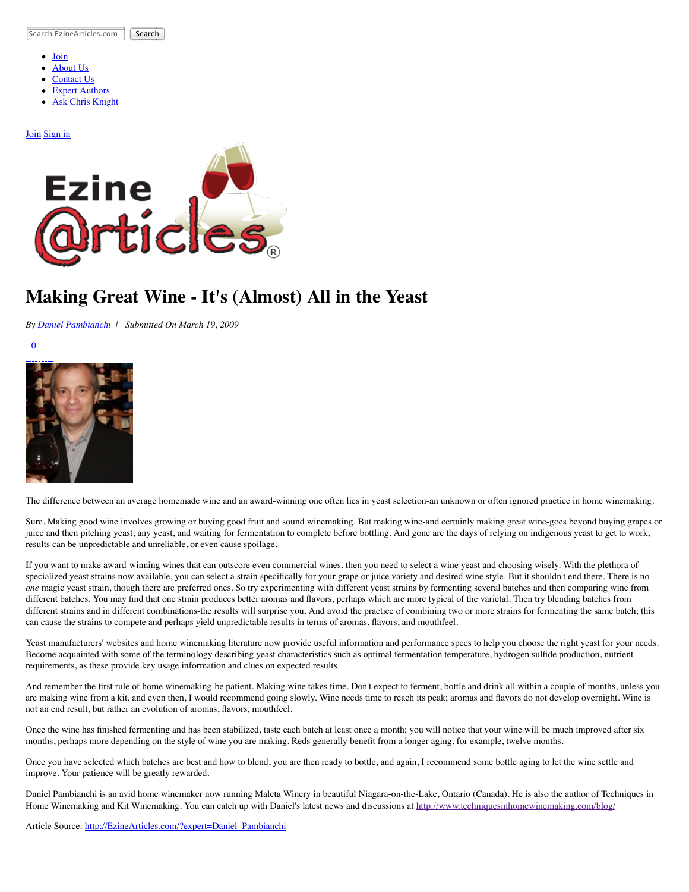Search EzineArticles.com Search

- Join
- About Us
- Contact Us
- Expert Authors
- Ask Chris Knight

Join Sign in

# Making Great Wine - It's (Almost) All in the Yeast

*By Daniel Pambianchi | Submitted On March 19, 2009*

0

The difference between an average homemade wine and an award-winning one often lies in yeast selection-an unknown or often ignored practice in home winemaking.

Sure. Making good wine involves growing or buying good fruit and sound winemaking. But making wine-and certainly making great wine-goes beyond buying grapes or juice and then pitching yeast, any yeast, and waiting for fermentation to complete before bottling. And gone are the days of relying on indigenous yeast to get to work; results can be unpredictable and unreliable, or even cause spoilage.

If you want to make award-winning wines that can outscore even commercial wines, then you need to select a wine yeast and choosing wisely. With the plethora of specialized yeast strains now available, you can select a strain specifically for your grape or juice variety and desired wine style. But it shouldn't end there. There is no *one* magic yeast strain, though there are preferred ones. So try experimenting with different yeast strains by fermenting several batches and then comparing wine from different batches. You may find that one strain produces better aromas and flavors, perhaps which are more typical of the varietal. Then try blending batches from different strains and in different combinations-the results will surprise you. And avoid the practice of combining two or more strains for fermenting the same batch; this can cause the strains to compete and perhaps yield unpredictable results in terms of aromas, flavors, and mouthfeel.

Yeast manufacturers' websites and home winemaking literature now provide useful information and performance specs to help you choose the right yeast for your needs. Become acquainted with some of the terminology describing yeast characteristics such as optimal fermentation temperature, hydrogen sulfide production, nutrient requirements, as these provide key usage information and clues on expected results.

And remember the first rule of home winemaking-be patient. Making wine takes time. Don't expect to ferment, bottle and drink all within a couple of months, unless you are making wine from a kit, and even then, I would recommend going slowly. Wine needs time to reach its peak; aromas and flavors do not develop overnight. Wine is not an end result, but rather an evolution of aromas, flavors, mouthfeel.

Once the wine has finished fermenting and has been stabilized, taste each batch at least once a month; you will notice that your wine will be much improved after six months, perhaps more depending on the style of wine you are making. Reds generally benefit from a longer aging, for example, twelve months.

Once you have selected which batches are best and how to blend, you are then ready to bottle, and again, I recommend some bottle aging to let the wine settle and improve. Your patience will be greatly rewarded.

Daniel Pambianchi is an avid home winemaker now running Maleta Winery in beautiful Niagara-on-the-Lake, Ontario (Canada). He is also the author of Techniques in Home Winemaking and Kit Winemaking. You can catch up with Daniel's latest news and discussions at http://www.techniquesinhomewinemaking.com/blog/

Article Source: http://EzineArticles.com/?expert=Daniel_Pambianchi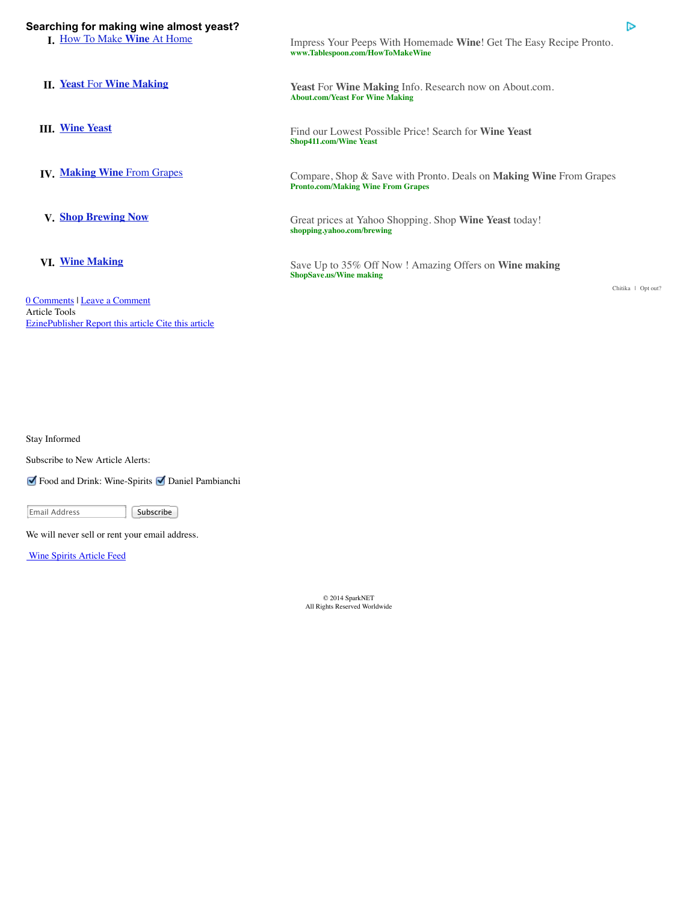**Searching for making wine almost yeast?**

I. How To Make **Wine** At Home

Impress Your Peeps With Homemade **Wine**! Get The Easy Recipe Pronto.
www.Tablespoon.com/HowToMakeWine

II. **Yeast** For **Wine Making**

**Yeast** For **Wine Making** Info. Research now on About.com.
About.com/Yeast For Wine Making

III. **Wine Yeast**

Find our Lowest Possible Price! Search for **Wine Yeast**
Shop411.com/Wine Yeast

IV. **Making Wine** From Grapes

Compare, Shop & Save with Pronto. Deals on **Making Wine** From Grapes
Pronto.com/Making Wine From Grapes

V. **Shop Brewing Now**

Great prices at Yahoo Shopping. Shop **Wine Yeast** today!
shopping.yahoo.com/brewing

VI. **Wine Making**

Save Up to 35% Off Now ! Amazing Offers on **Wine making**
ShopSave.us/Wine making

Chitika | Opt out?

0 Comments | Leave a Comment
Article Tools
EzinePublisher Report this article Cite this article

Stay Informed

Subscribe to New Article Alerts:

☑ Food and Drink: Wine-Spirits ☑ Daniel Pambianchi

Email Address | Subscribe

We will never sell or rent your email address.

Wine Spirits Article Feed

© 2014 SparkNET
All Rights Reserved Worldwide